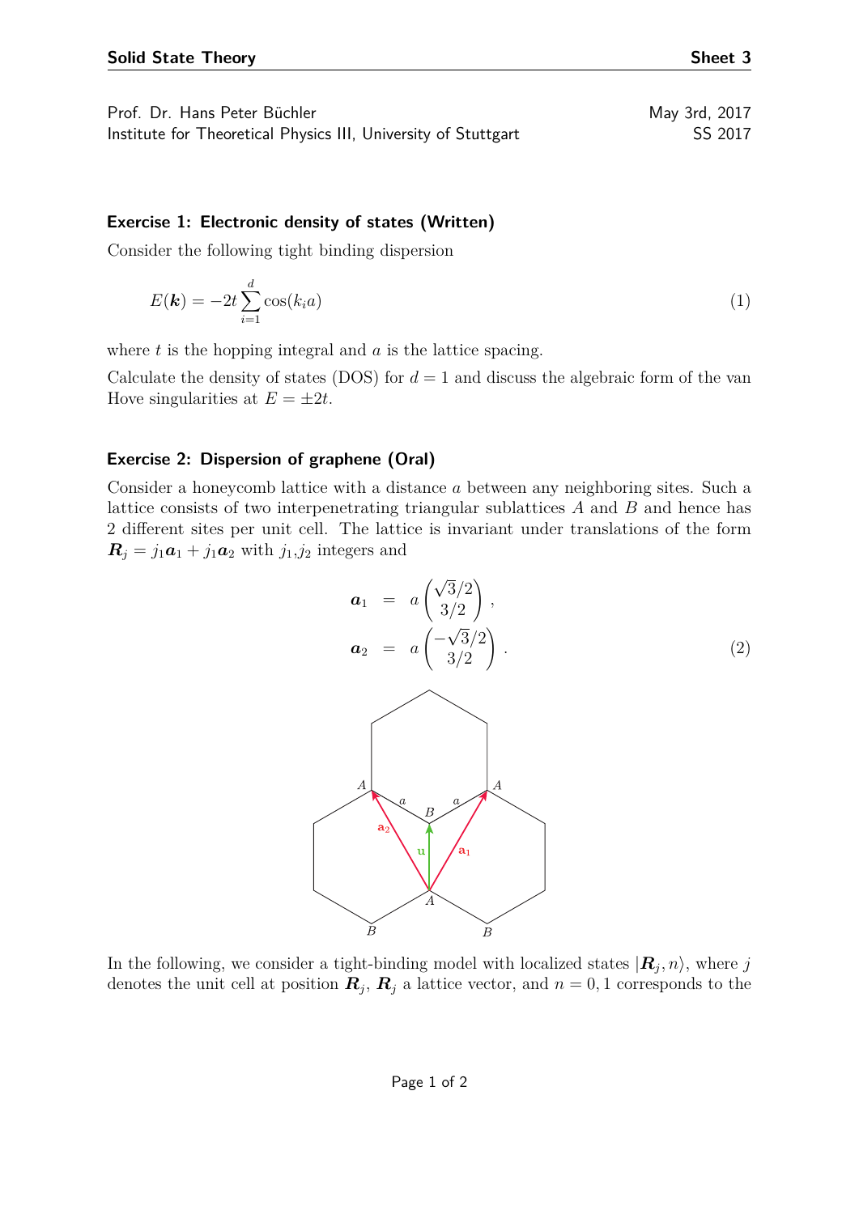**Solid State Theory** **Sheet 3**

Prof. Dr. Hans Peter Büchler — May 3rd, 2017
Institute for Theoretical Physics III, University of Stuttgart — SS 2017

### Exercise 1: Electronic density of states (Written)

Consider the following tight binding dispersion

$$E(\boldsymbol{k}) = -2t \sum_{i=1}^{d} \cos(k_i a) \tag{1}$$

where $t$ is the hopping integral and $a$ is the lattice spacing.

Calculate the density of states (DOS) for $d = 1$ and discuss the algebraic form of the van Hove singularities at $E = \pm 2t$.

### Exercise 2: Dispersion of graphene (Oral)

Consider a honeycomb lattice with a distance $a$ between any neighboring sites. Such a lattice consists of two interpenetrating triangular sublattices $A$ and $B$ and hence has 2 different sites per unit cell. The lattice is invariant under translations of the form $\boldsymbol{R}_j = j_1 \boldsymbol{a}_1 + j_1 \boldsymbol{a}_2$ with $j_1$,$j_2$ integers and

$$\begin{aligned} \boldsymbol{a}_1 &= a \begin{pmatrix} \sqrt{3}/2 \\ 3/2 \end{pmatrix}, \\ \boldsymbol{a}_2 &= a \begin{pmatrix} -\sqrt{3}/2 \\ 3/2 \end{pmatrix}. \end{aligned} \tag{2}$$

In the following, we consider a tight-binding model with localized states $|\boldsymbol{R}_j, n\rangle$, where $j$ denotes the unit cell at position $\boldsymbol{R}_j$, $\boldsymbol{R}_j$ a lattice vector, and $n = 0, 1$ corresponds to the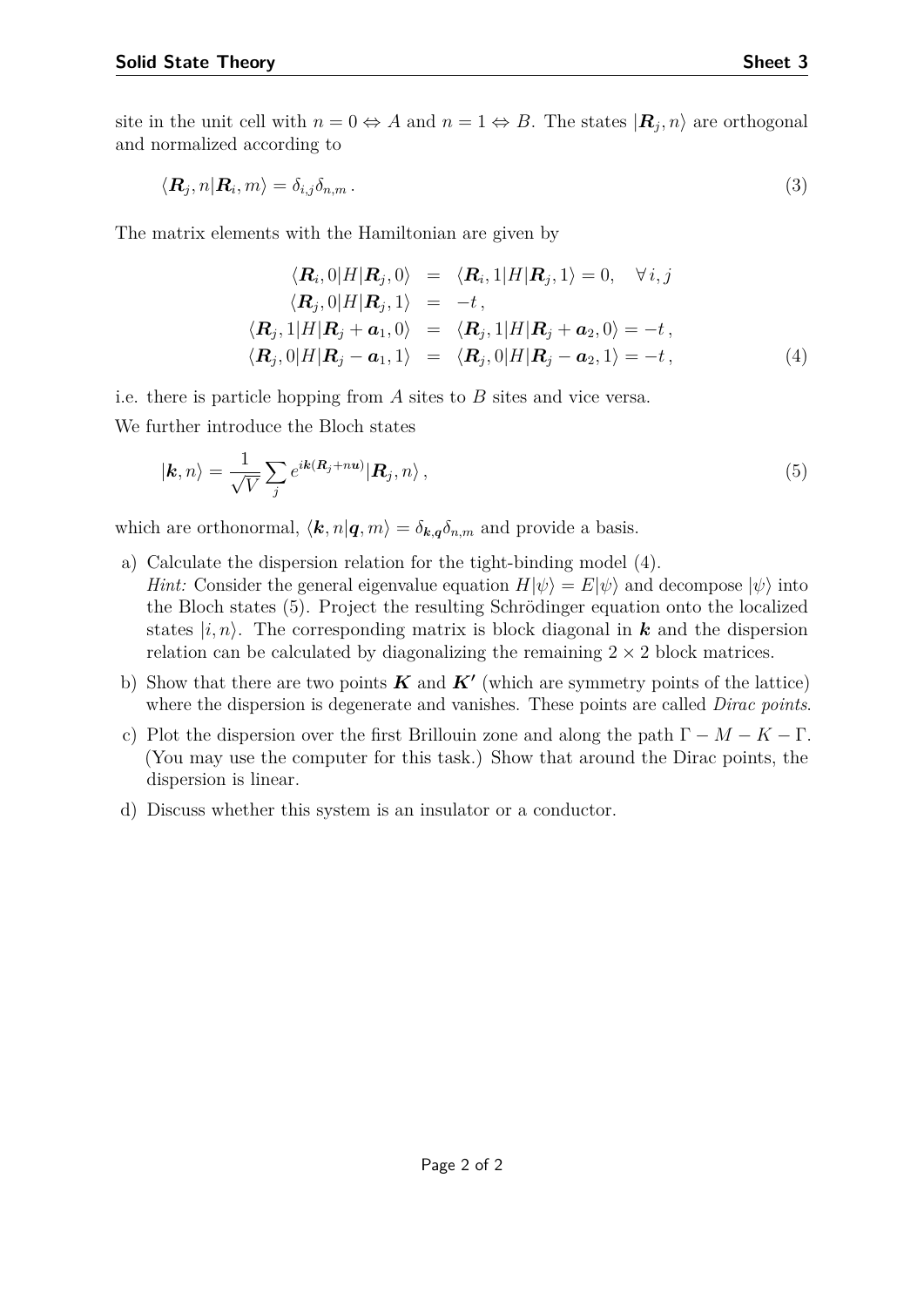site in the unit cell with $n = 0 \Leftrightarrow A$ and $n = 1 \Leftrightarrow B$. The states $|\boldsymbol{R}_j, n\rangle$ are orthogonal and normalized according to

$$\langle \boldsymbol{R}_j, n|\boldsymbol{R}_i, m\rangle = \delta_{i,j}\delta_{n,m} \,. \tag{3}$$

The matrix elements with the Hamiltonian are given by

$$\begin{aligned}
\langle \boldsymbol{R}_i, 0|H|\boldsymbol{R}_j, 0\rangle &= \langle \boldsymbol{R}_i, 1|H|\boldsymbol{R}_j, 1\rangle = 0, \quad \forall\, i, j \\
\langle \boldsymbol{R}_j, 0|H|\boldsymbol{R}_j, 1\rangle &= -t \,, \\
\langle \boldsymbol{R}_j, 1|H|\boldsymbol{R}_j + \boldsymbol{a}_1, 0\rangle &= \langle \boldsymbol{R}_j, 1|H|\boldsymbol{R}_j + \boldsymbol{a}_2, 0\rangle = -t \,, \\
\langle \boldsymbol{R}_j, 0|H|\boldsymbol{R}_j - \boldsymbol{a}_1, 1\rangle &= \langle \boldsymbol{R}_j, 0|H|\boldsymbol{R}_j - \boldsymbol{a}_2, 1\rangle = -t \,,
\end{aligned} \tag{4}$$

i.e. there is particle hopping from $A$ sites to $B$ sites and vice versa.

We further introduce the Bloch states

$$|\boldsymbol{k}, n\rangle = \frac{1}{\sqrt{V}} \sum_j e^{i\boldsymbol{k}(\boldsymbol{R}_j + n\boldsymbol{u})} |\boldsymbol{R}_j, n\rangle \,, \tag{5}$$

which are orthonormal, $\langle \boldsymbol{k}, n|\boldsymbol{q}, m\rangle = \delta_{\boldsymbol{k},\boldsymbol{q}}\delta_{n,m}$ and provide a basis.

a) Calculate the dispersion relation for the tight-binding model (4).
*Hint:* Consider the general eigenvalue equation $H|\psi\rangle = E|\psi\rangle$ and decompose $|\psi\rangle$ into the Bloch states (5). Project the resulting Schrödinger equation onto the localized states $|i, n\rangle$. The corresponding matrix is block diagonal in $\boldsymbol{k}$ and the dispersion relation can be calculated by diagonalizing the remaining $2 \times 2$ block matrices.

b) Show that there are two points $\boldsymbol{K}$ and $\boldsymbol{K'}$ (which are symmetry points of the lattice) where the dispersion is degenerate and vanishes. These points are called *Dirac points*.

c) Plot the dispersion over the first Brillouin zone and along the path $\Gamma - M - K - \Gamma$. (You may use the computer for this task.) Show that around the Dirac points, the dispersion is linear.

d) Discuss whether this system is an insulator or a conductor.